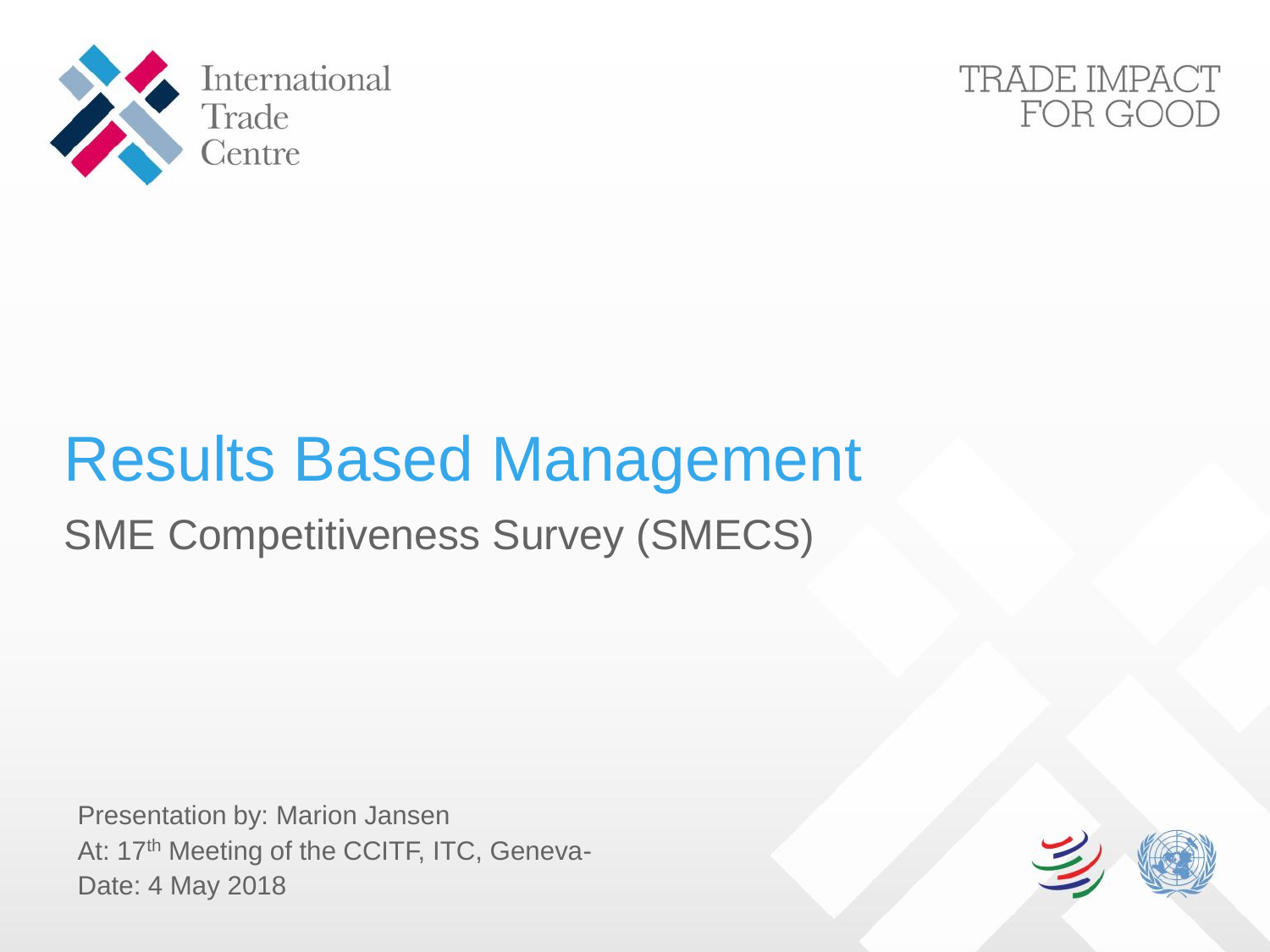International Trade Centre

TRADE IMPACT FOR GOOD

# Results Based Management

## SME Competitiveness Survey (SMECS)

Presentation by: Marion Jansen
At: 17th Meeting of the CCITF, ITC, Geneva-
Date: 4 May 2018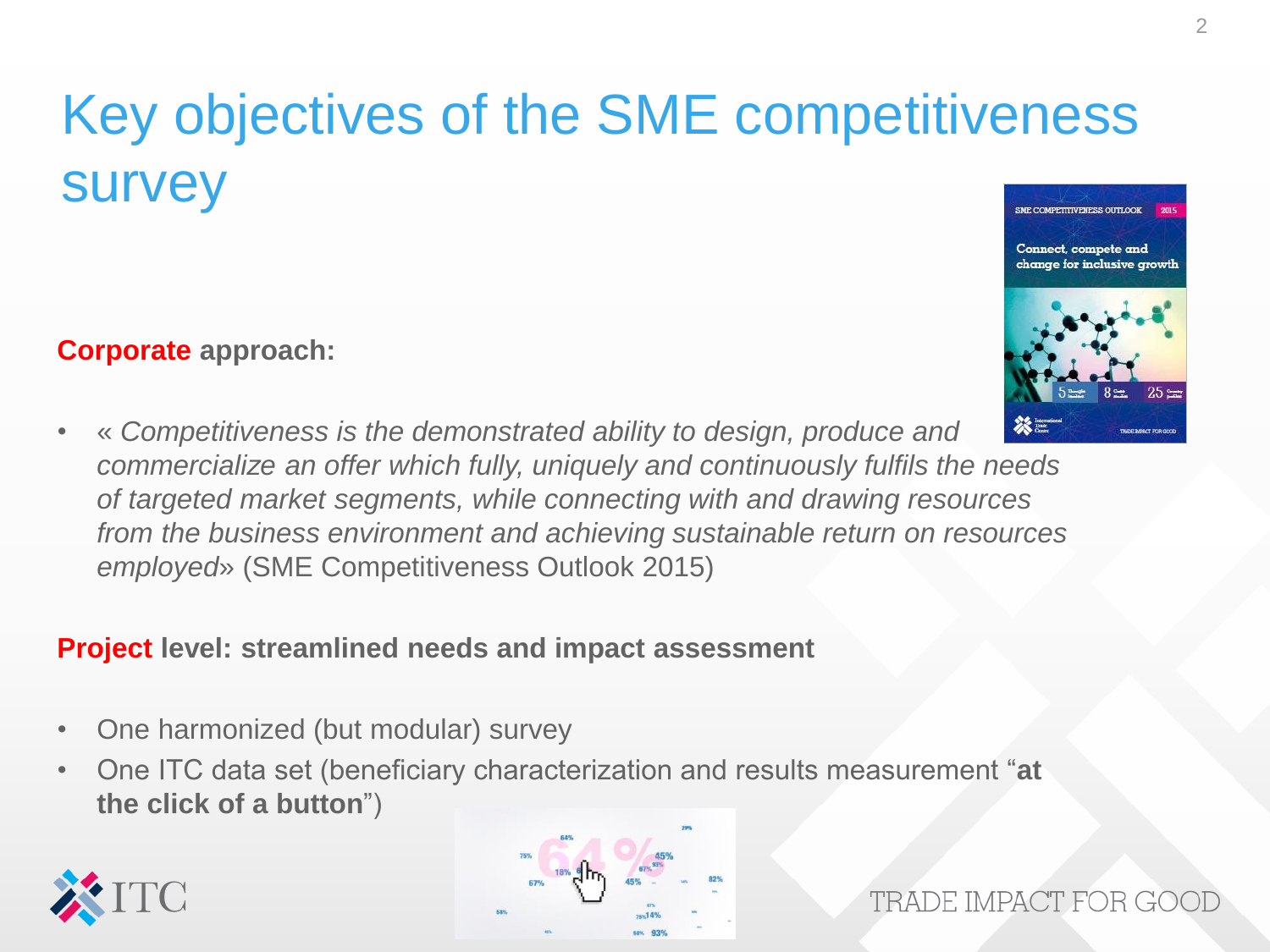# Key objectives of the SME competitiveness survey

**Corporate approach:**

- « *Competitiveness is the demonstrated ability to design, produce and commercialize an offer which fully, uniquely and continuously fulfils the needs of targeted market segments, while connecting with and drawing resources from the business environment and achieving sustainable return on resources employed*» (SME Competitiveness Outlook 2015)

**Project level: streamlined needs and impact assessment**

- One harmonized (but modular) survey
- One ITC data set (beneficiary characterization and results measurement "**at the click of a button**")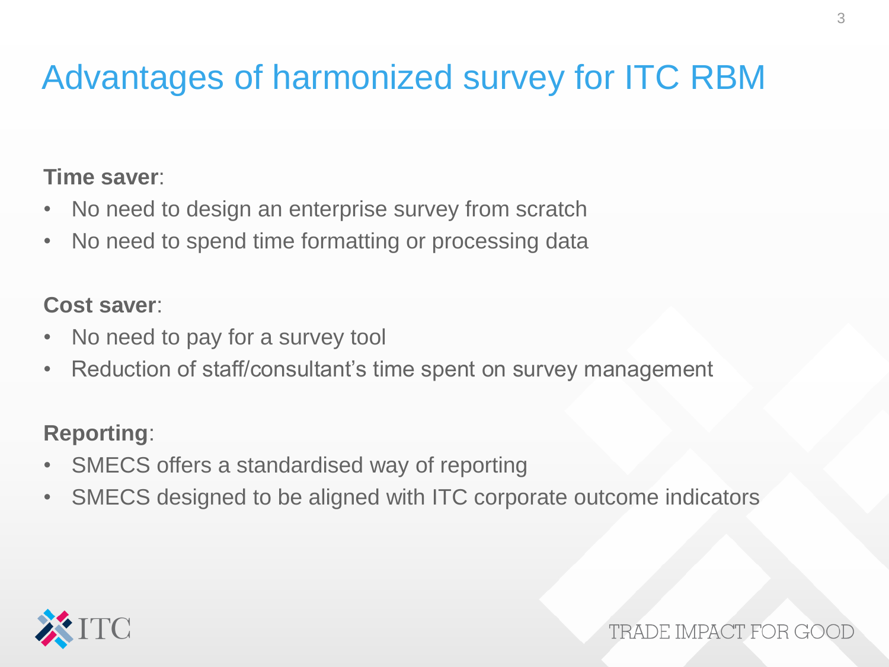# Advantages of harmonized survey for ITC RBM

**Time saver**:

- No need to design an enterprise survey from scratch
- No need to spend time formatting or processing data

**Cost saver**:

- No need to pay for a survey tool
- Reduction of staff/consultant's time spent on survey management

**Reporting**:

- SMECS offers a standardised way of reporting
- SMECS designed to be aligned with ITC corporate outcome indicators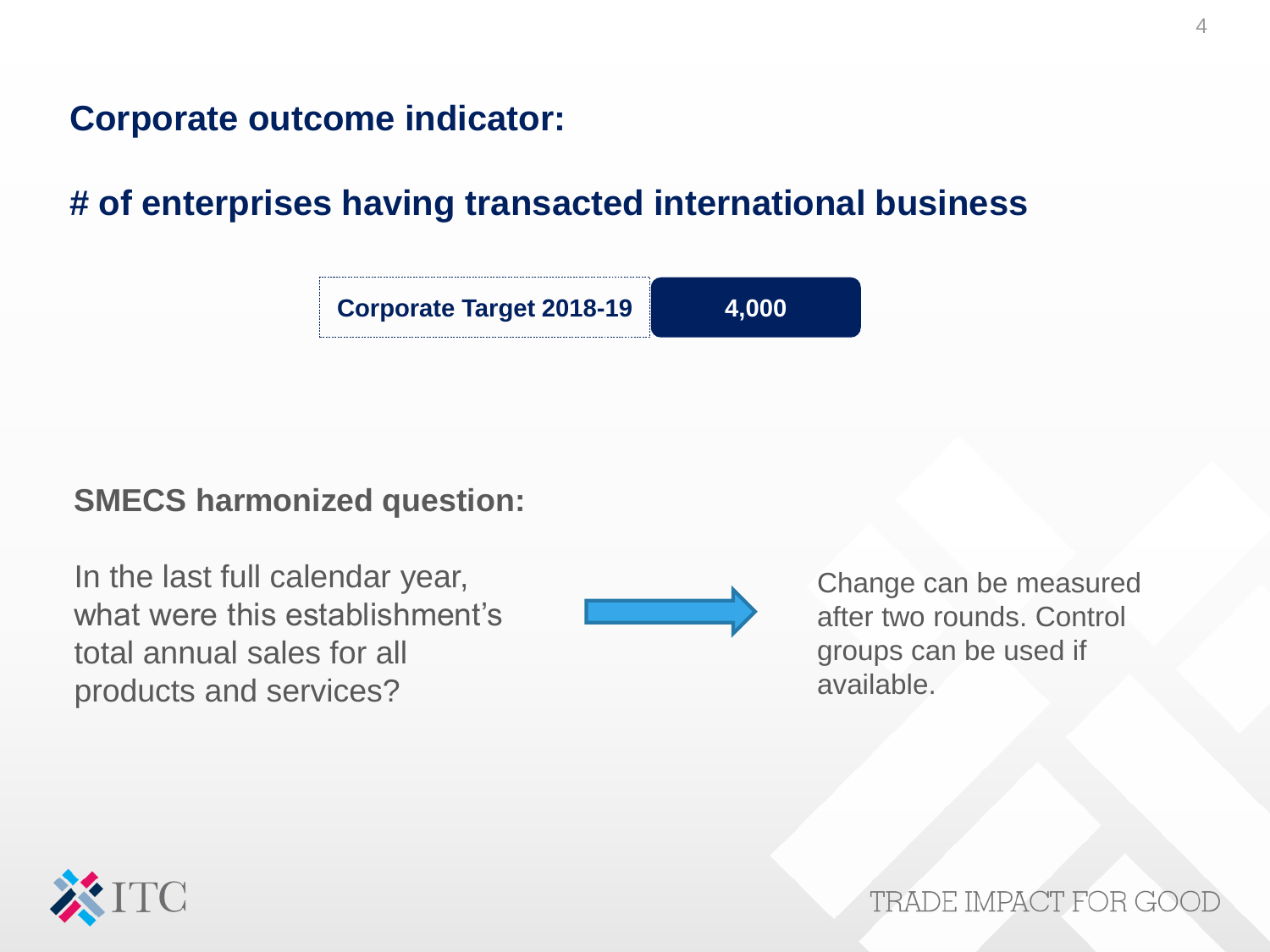## Corporate outcome indicator:

## # of enterprises having transacted international business

| Corporate Target 2018-19 | 4,000 |
|---|---|

**SMECS harmonized question:**

In the last full calendar year, what were this establishment's total annual sales for all products and services?

→ Change can be measured after two rounds. Control groups can be used if available.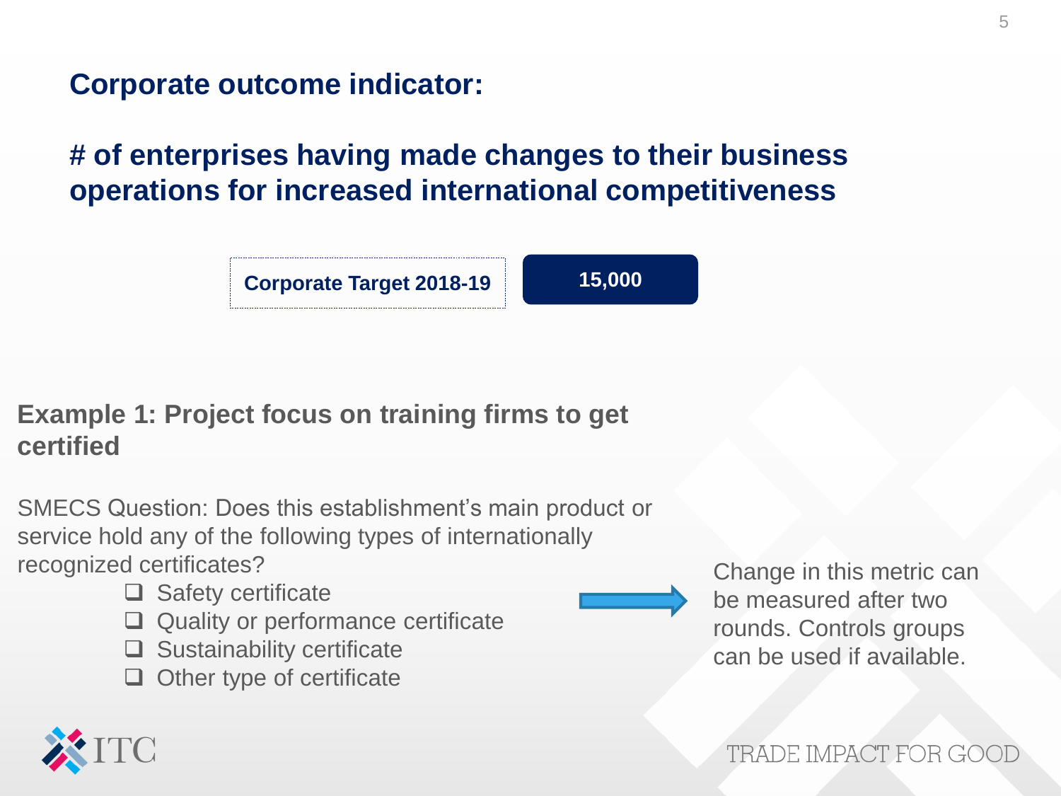## Corporate outcome indicator:

## # of enterprises having made changes to their business operations for increased international competitiveness

**Corporate Target 2018-19** **15,000**

### Example 1: Project focus on training firms to get certified

SMECS Question: Does this establishment's main product or service hold any of the following types of internationally recognized certificates?

- ❑ Safety certificate
- ❑ Quality or performance certificate
- ❑ Sustainability certificate
- ❑ Other type of certificate

Change in this metric can be measured after two rounds. Controls groups can be used if available.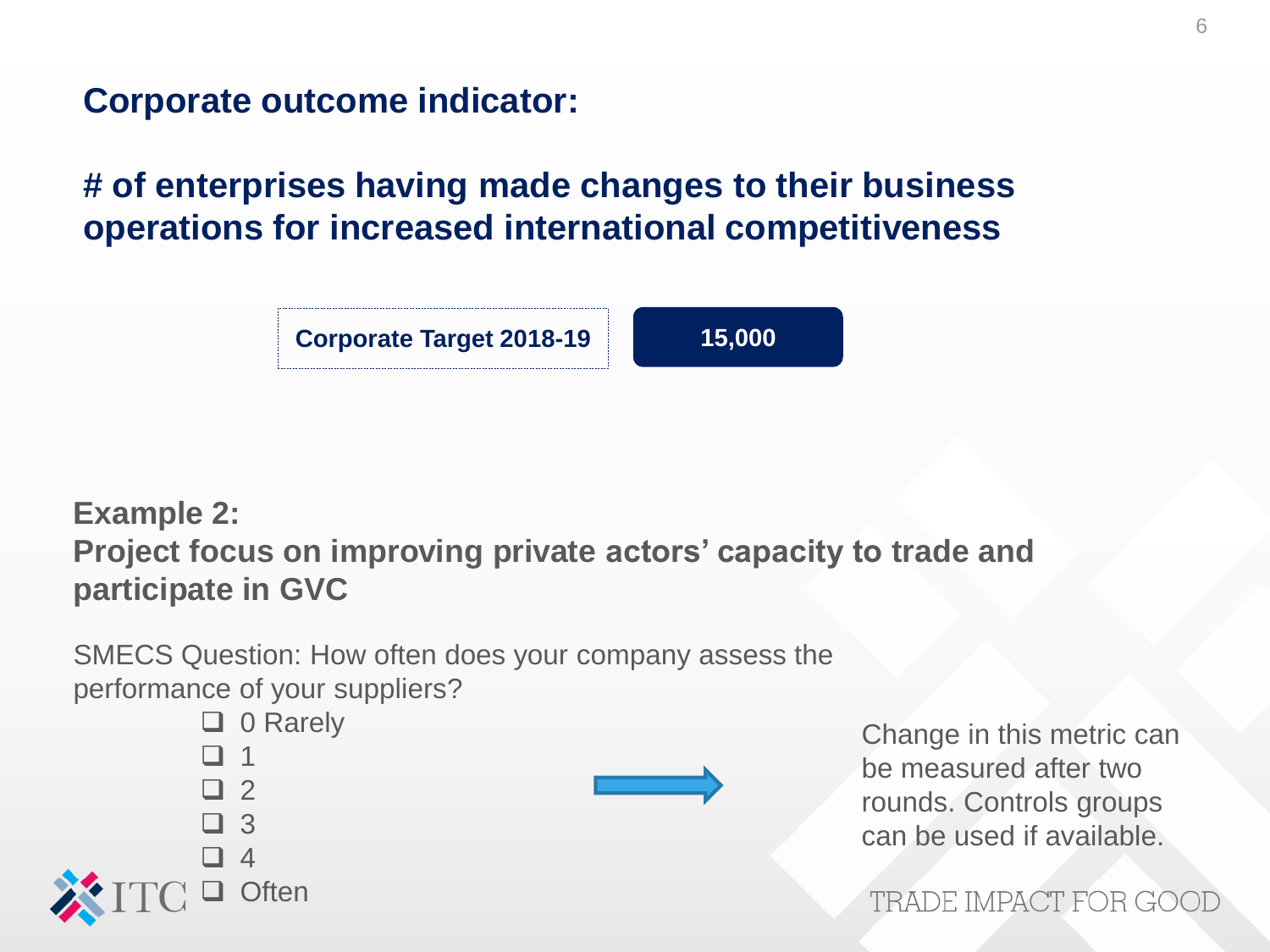## Corporate outcome indicator:

## # of enterprises having made changes to their business operations for increased international competitiveness

| Corporate Target 2018-19 | 15,000 |
|---|---|

### Example 2:
### Project focus on improving private actors' capacity to trade and participate in GVC

SMECS Question: How often does your company assess the performance of your suppliers?

- ❑ 0 Rarely
- ❑ 1
- ❑ 2
- ❑ 3
- ❑ 4
- ❑ Often

→ Change in this metric can be measured after two rounds. Controls groups can be used if available.

ITC

TRADE IMPACT FOR GOOD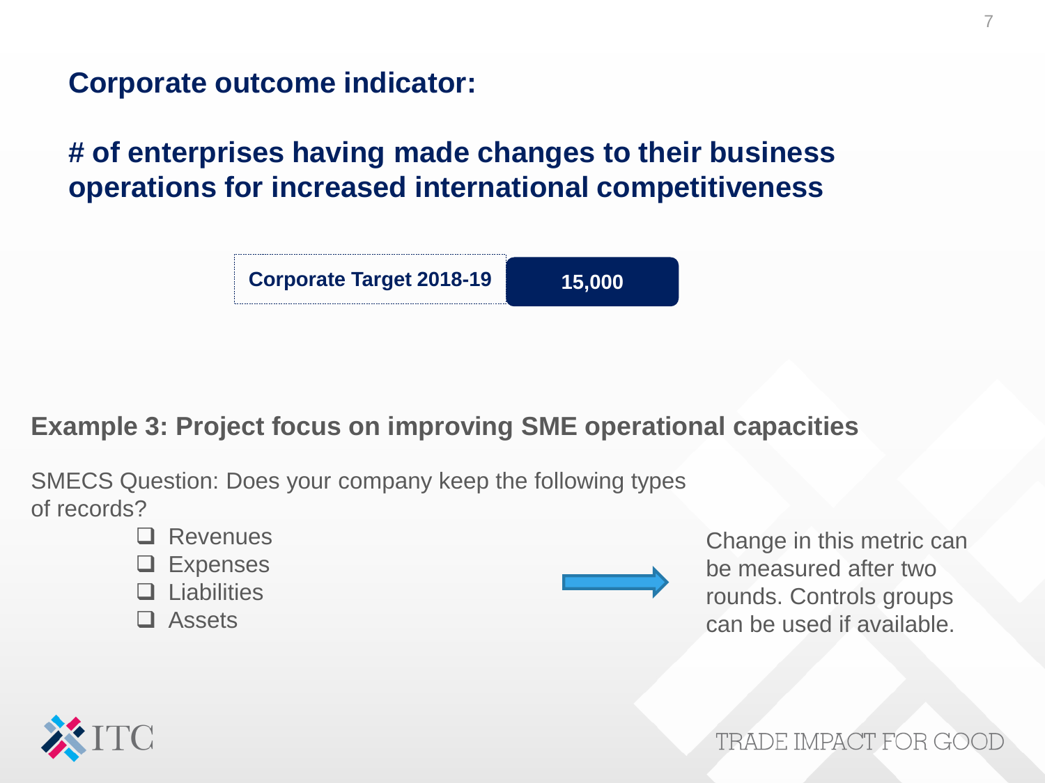## Corporate outcome indicator:

## # of enterprises having made changes to their business operations for increased international competitiveness

| Corporate Target 2018-19 | 15,000 |
|---|---|

### Example 3: Project focus on improving SME operational capacities

SMECS Question: Does your company keep the following types of records?

- ❑ Revenues
- ❑ Expenses
- ❑ Liabilities
- ❑ Assets

→ Change in this metric can be measured after two rounds. Controls groups can be used if available.

TRADE IMPACT FOR GOOD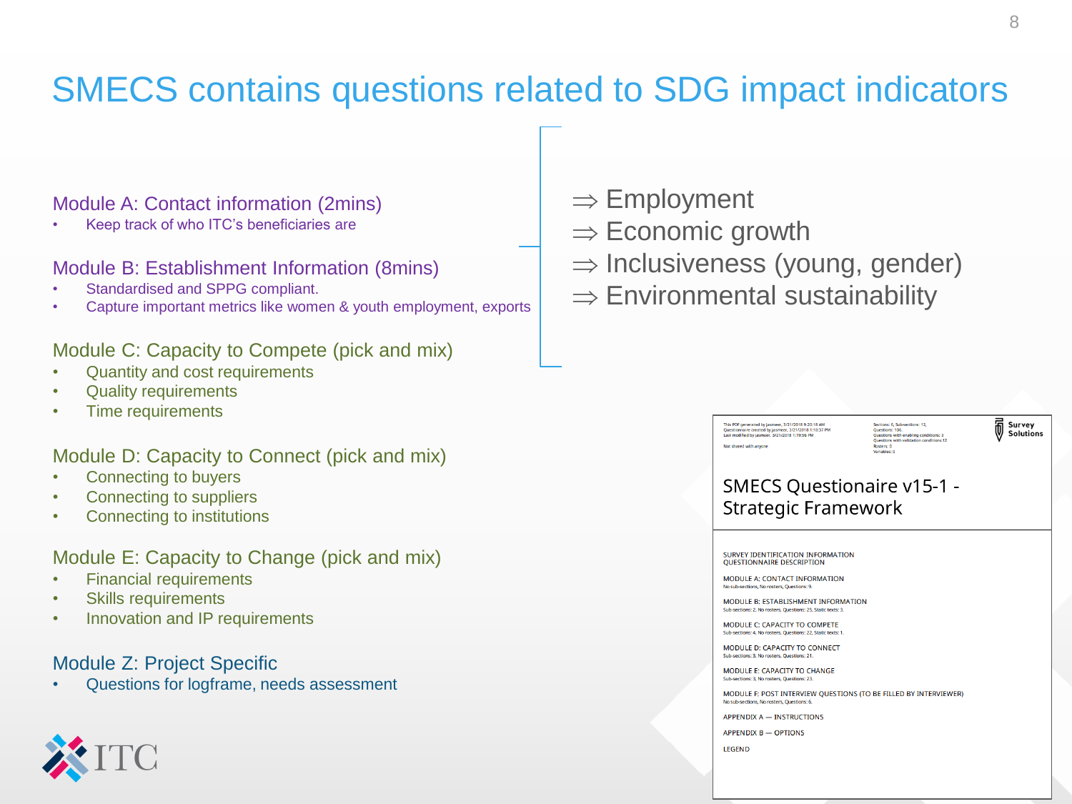# SMECS contains questions related to SDG impact indicators

### Module A: Contact information (2mins)
- Keep track of who ITC's beneficiaries are

### Module B: Establishment Information (8mins)
- Standardised and SPPG compliant.
- Capture important metrics like women & youth employment, exports

### Module C: Capacity to Compete (pick and mix)
- Quantity and cost requirements
- Quality requirements
- Time requirements

### Module D: Capacity to Connect (pick and mix)
- Connecting to buyers
- Connecting to suppliers
- Connecting to institutions

### Module E: Capacity to Change (pick and mix)
- Financial requirements
- Skills requirements
- Innovation and IP requirements

### Module Z: Project Specific
- Questions for logframe, needs assessment

$\Rightarrow$ Employment
$\Rightarrow$ Economic growth
$\Rightarrow$ Inclusiveness (young, gender)
$\Rightarrow$ Environmental sustainability

This PDF generated by jasmeer, 3/21/2018 9:20:18 AM
Questionnaire created by jasmeer, 3/21/2018 1:18:37 PM
Last modified by jasmeer, 3/21/2018 1:19:56 PM

Not shared with anyone

Sections: 6, Sub-sections: 12,
Questions: 106
Questions with enabling conditions: 3
Questions with validation conditions: 12
Rosters: 0
Variables: 0

Survey Solutions

## SMECS Questionnaire v15-1 - Strategic Framework

SURVEY IDENTIFICATION INFORMATION
QUESTIONNAIRE DESCRIPTION

MODULE A: CONTACT INFORMATION
No sub-sections, No rosters, Questions: 9.

MODULE B: ESTABLISHMENT INFORMATION
Sub-sections: 2, No rosters, Questions: 25, Static texts: 3.

MODULE C: CAPACITY TO COMPETE
Sub-sections: 4, No rosters, Questions: 22, Static texts: 1.

MODULE D: CAPACITY TO CONNECT
Sub-sections: 3, No rosters, Questions: 21.

MODULE E: CAPACITY TO CHANGE
Sub-sections: 3, No rosters, Questions: 23.

MODULE F: POST INTERVIEW QUESTIONS (TO BE FILLED BY INTERVIEWER)
No sub-sections, No rosters, Questions: 6.

APPENDIX A — INSTRUCTIONS

APPENDIX B — OPTIONS

LEGEND

ITC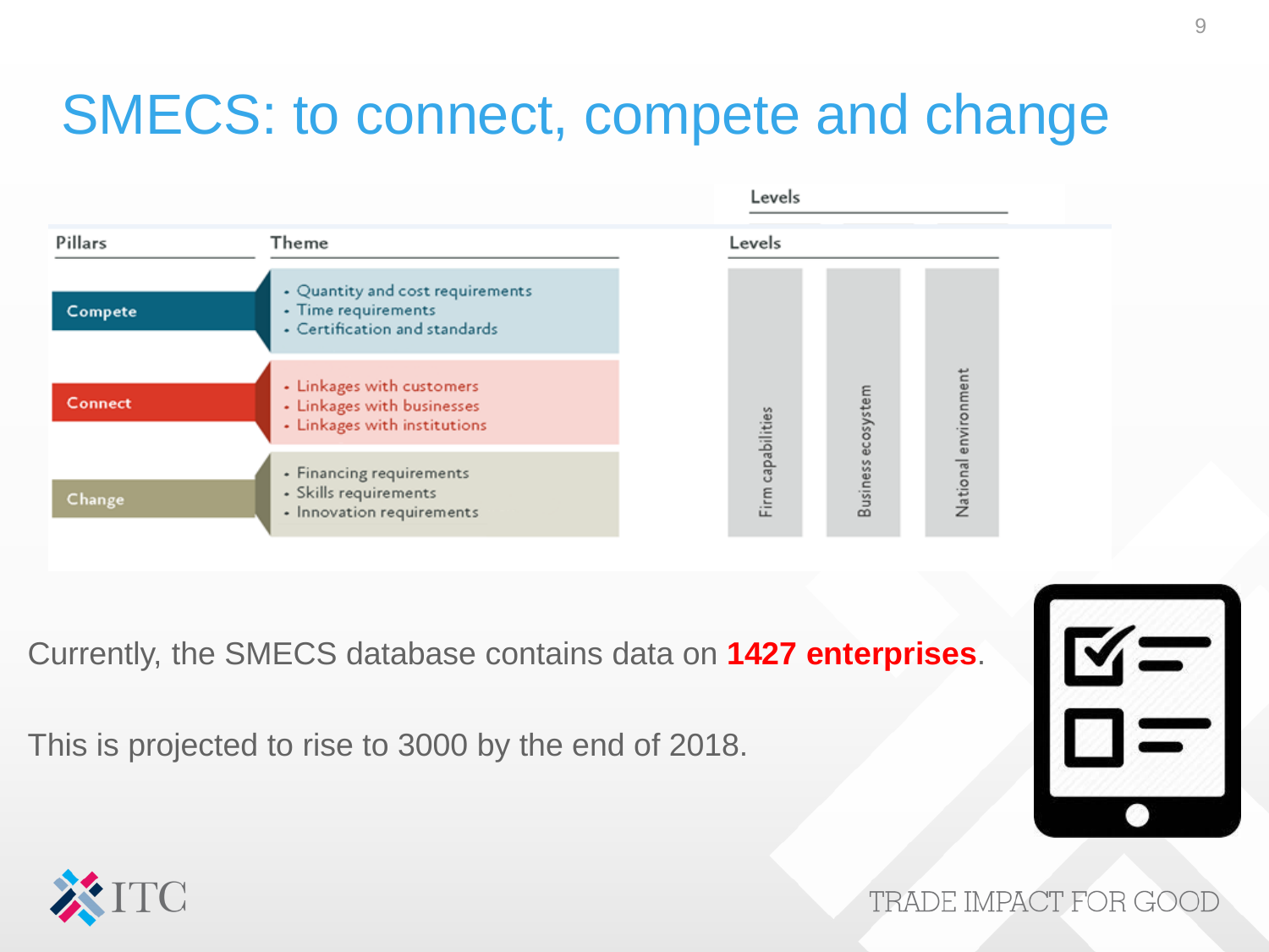# SMECS: to connect, compete and change

| Pillars | Theme | Levels |
| --- | --- | --- |
| Compete | • Quantity and cost requirements<br>• Time requirements<br>• Certification and standards | Firm capabilities / Business ecosystem / National environment |
| Connect | • Linkages with customers<br>• Linkages with businesses<br>• Linkages with institutions | |
| Change | • Financing requirements<br>• Skills requirements<br>• Innovation requirements | |

Currently, the SMECS database contains data on **1427 enterprises**.

This is projected to rise to 3000 by the end of 2018.

TRADE IMPACT FOR GOOD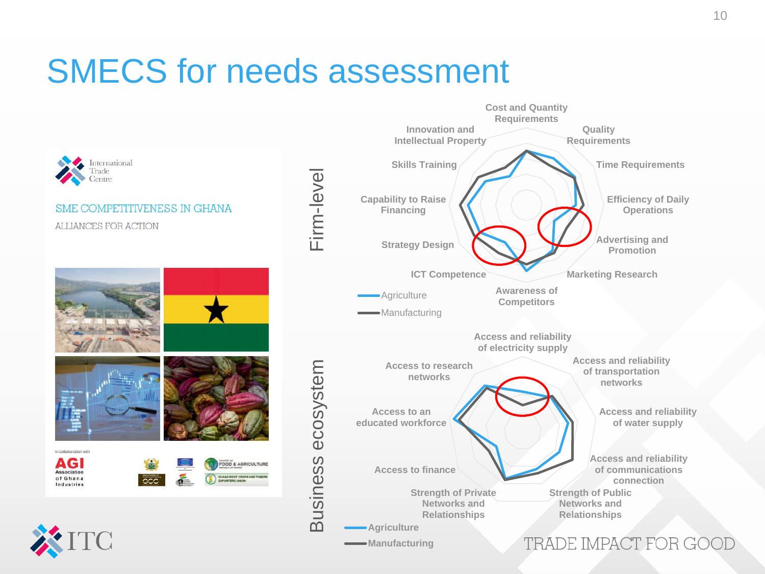# SMECS for needs assessment

SME COMPETITIVENESS IN GHANA

ALLIANCES FOR ACTION

**Firm-level**

- Cost and Quantity Requirements
- Quality Requirements
- Time Requirements
- Efficiency of Daily Operations
- Advertising and Promotion
- Marketing Research
- Awareness of Competitors
- ICT Competence
- Strategy Design
- Capability to Raise Financing
- Skills Training
- Innovation and Intellectual Property

Agriculture

Manufacturing

**Business ecosystem**

- Access and reliability of electricity supply
- Access and reliability of transportation networks
- Access and reliability of water supply
- Access and reliability of communications connection
- Strength of Public Networks and Relationships
- Strength of Private Networks and Relationships
- Access to finance
- Access to an educated workforce
- Access to research networks

Agriculture

Manufacturing

TRADE IMPACT FOR GOOD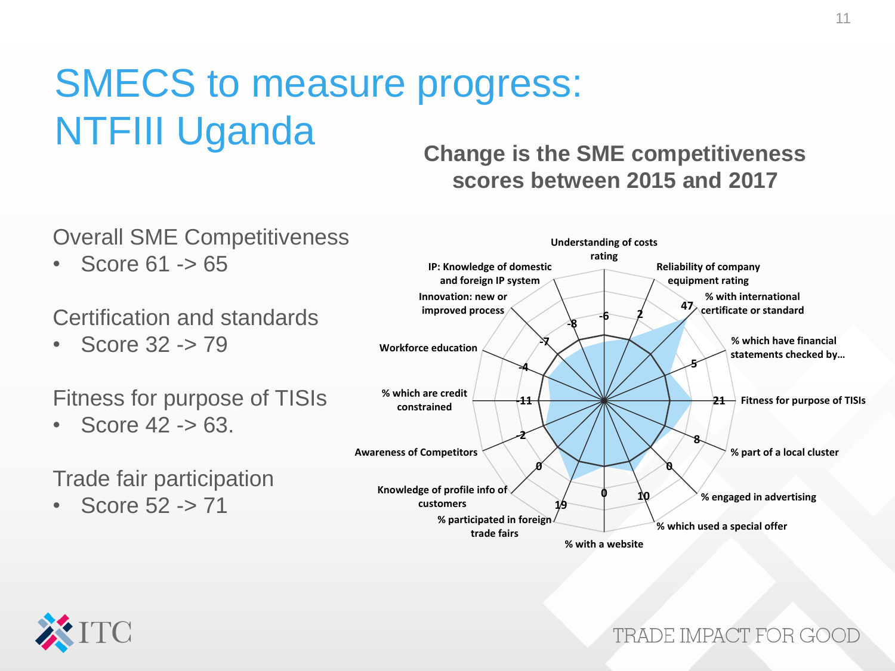# SMECS to measure progress: NTFIII Uganda

Overall SME Competitiveness
- Score 61 -> 65

Certification and standards
- Score 32 -> 79

Fitness for purpose of TISIs
- Score 42 -> 63.

Trade fair participation
- Score 52 -> 71

**Change is the SME competitiveness scores between 2015 and 2017**

| Indicator | Change |
|---|---|
| Understanding of costs rating | -6 |
| Reliability of company equipment rating | 2 |
| % with international certificate or standard | 47 |
| % which have financial statements checked by… | 5 |
| Fitness for purpose of TISIs | 21 |
| % part of a local cluster | 8 |
| % engaged in advertising | 0 |
| % which used a special offer | 10 |
| % with a website | 0 |
| % participated in foreign trade fairs | 19 |
| Knowledge of profile info of customers | 0 |
| Awareness of Competitors | -2 |
| % which are credit constrained | -11 |
| Workforce education | -4 |
| Innovation: new or improved process | -7 |
| IP: Knowledge of domestic and foreign IP system | -8 |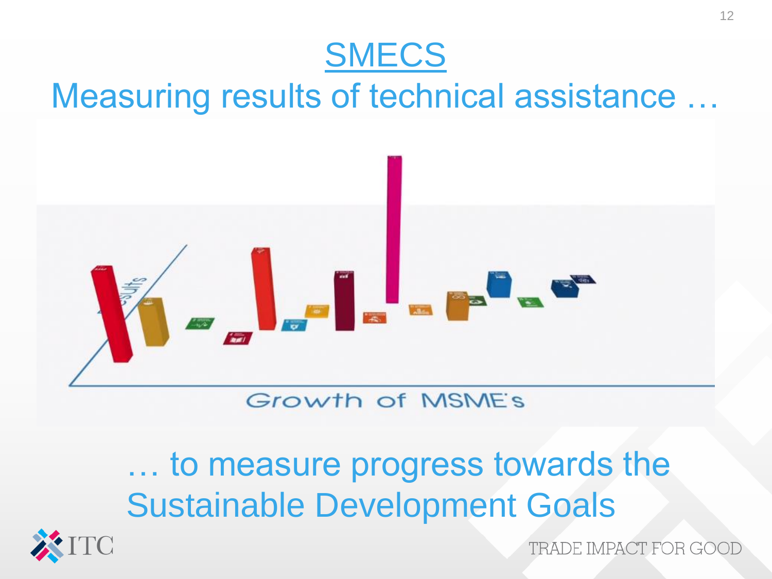# SMECS

## Measuring results of technical assistance …

Results

Growth of MSME's

… to measure progress towards the Sustainable Development Goals

ITC

TRADE IMPACT FOR GOOD